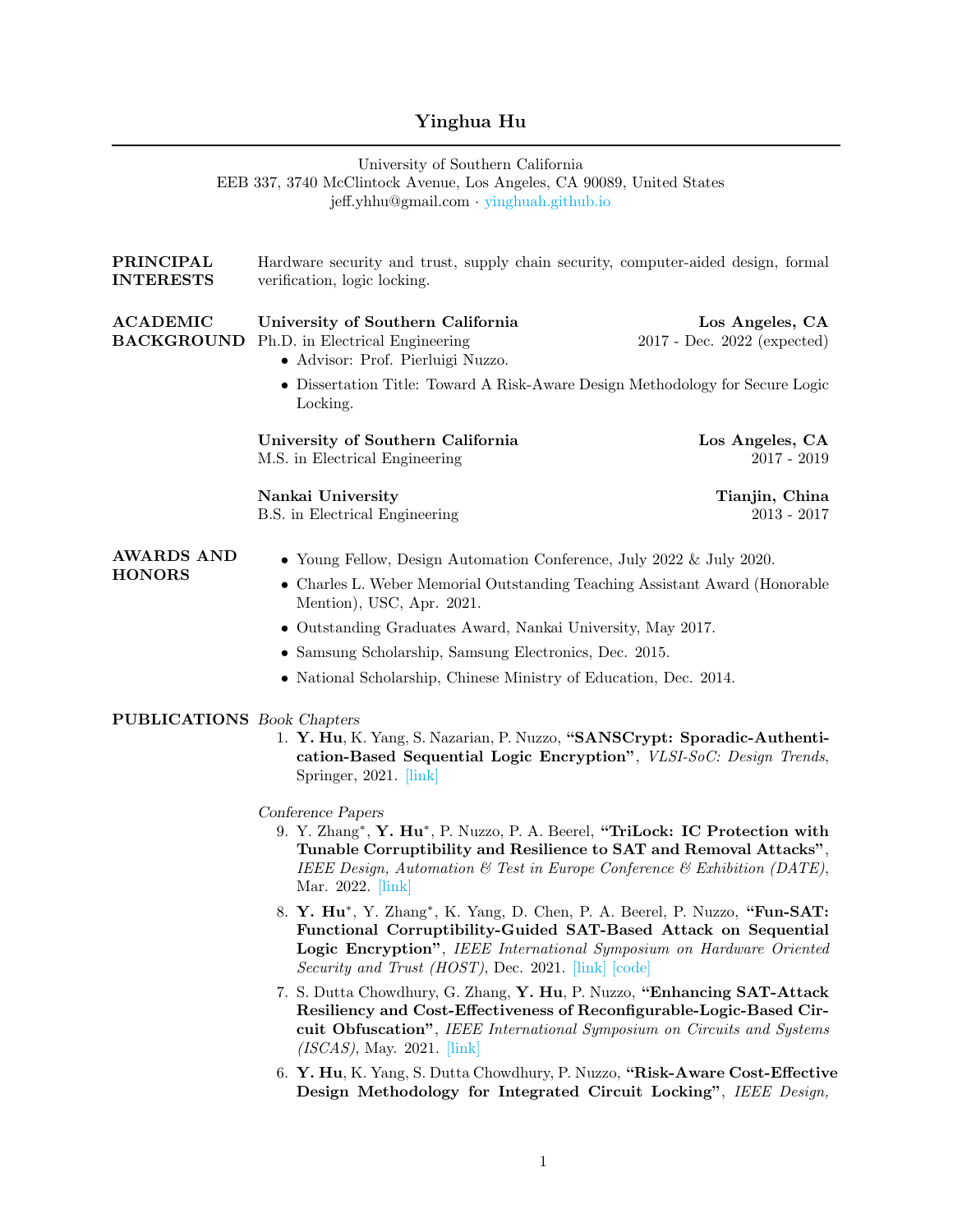# Yinghua Hu

University of Southern California
EEB 337, 3740 McClintock Avenue, Los Angeles, CA 90089, United States
jeff.yhhu@gmail.com · yinghuah.github.io

## PRINCIPAL INTERESTS

Hardware security and trust, supply chain security, computer-aided design, formal verification, logic locking.

## ACADEMIC BACKGROUND

**University of Southern California** — **Los Angeles, CA**
Ph.D. in Electrical Engineering — 2017 - Dec. 2022 (expected)

- Advisor: Prof. Pierluigi Nuzzo.
- Dissertation Title: Toward A Risk-Aware Design Methodology for Secure Logic Locking.

**University of Southern California** — **Los Angeles, CA**
M.S. in Electrical Engineering — 2017 - 2019

**Nankai University** — **Tianjin, China**
B.S. in Electrical Engineering — 2013 - 2017

## AWARDS AND HONORS

- Young Fellow, Design Automation Conference, July 2022 & July 2020.
- Charles L. Weber Memorial Outstanding Teaching Assistant Award (Honorable Mention), USC, Apr. 2021.
- Outstanding Graduates Award, Nankai University, May 2017.
- Samsung Scholarship, Samsung Electronics, Dec. 2015.
- National Scholarship, Chinese Ministry of Education, Dec. 2014.

## PUBLICATIONS

*Book Chapters*

1. **Y. Hu**, K. Yang, S. Nazarian, P. Nuzzo, **"SANSCrypt: Sporadic-Authentication-Based Sequential Logic Encryption"**, *VLSI-SoC: Design Trends*, Springer, 2021. [link]

*Conference Papers*

9. Y. Zhang*, **Y. Hu***, P. Nuzzo, P. A. Beerel, **"TriLock: IC Protection with Tunable Corruptibility and Resilience to SAT and Removal Attacks"**, *IEEE Design, Automation & Test in Europe Conference & Exhibition (DATE)*, Mar. 2022. [link]
8. **Y. Hu***, Y. Zhang*, K. Yang, D. Chen, P. A. Beerel, P. Nuzzo, **"Fun-SAT: Functional Corruptibility-Guided SAT-Based Attack on Sequential Logic Encryption"**, *IEEE International Symposium on Hardware Oriented Security and Trust (HOST)*, Dec. 2021. [link] [code]
7. S. Dutta Chowdhury, G. Zhang, **Y. Hu**, P. Nuzzo, **"Enhancing SAT-Attack Resiliency and Cost-Effectiveness of Reconfigurable-Logic-Based Circuit Obfuscation"**, *IEEE International Symposium on Circuits and Systems (ISCAS)*, May. 2021. [link]
6. **Y. Hu**, K. Yang, S. Dutta Chowdhury, P. Nuzzo, **"Risk-Aware Cost-Effective Design Methodology for Integrated Circuit Locking"**, *IEEE Design,*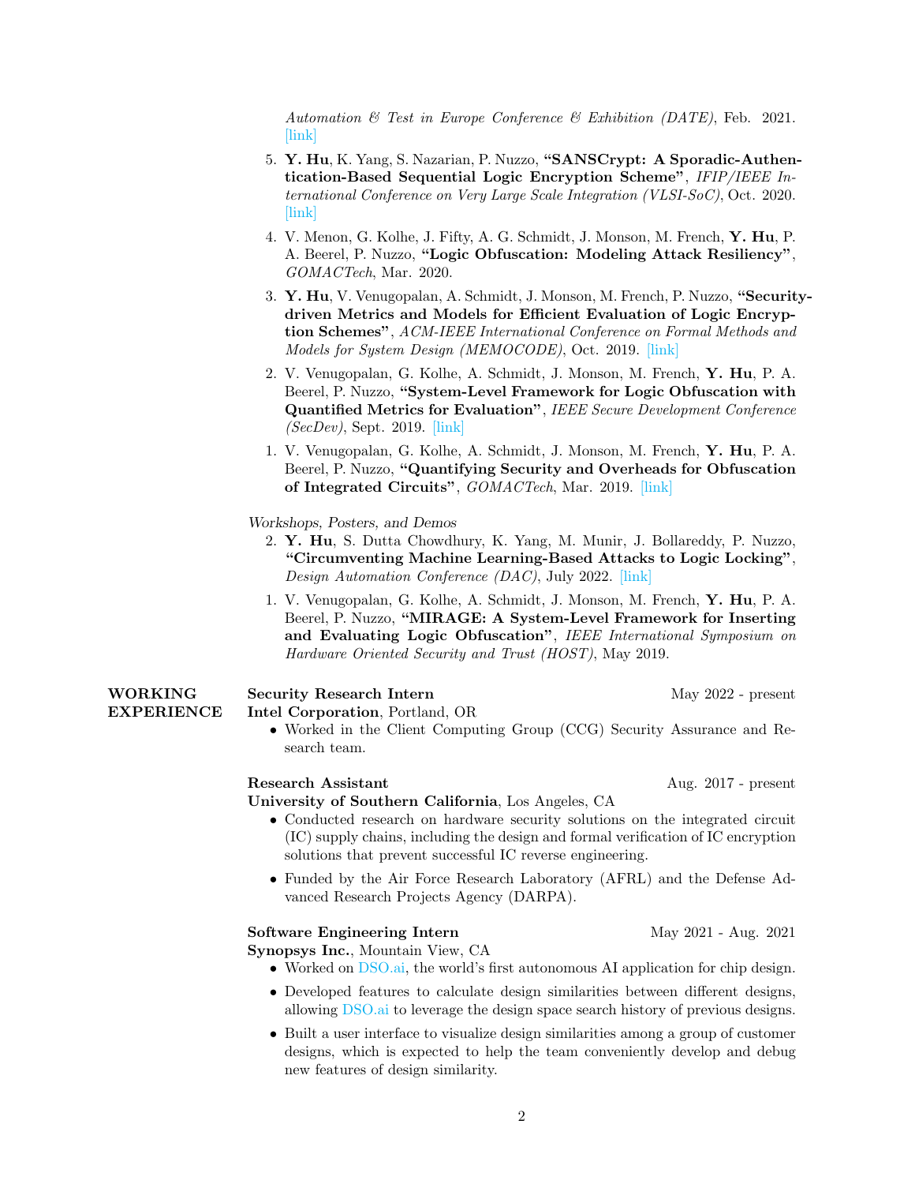*Automation & Test in Europe Conference & Exhibition (DATE)*, Feb. 2021. [link]

5. **Y. Hu**, K. Yang, S. Nazarian, P. Nuzzo, **"SANSCrypt: A Sporadic-Authentication-Based Sequential Logic Encryption Scheme"**, *IFIP/IEEE International Conference on Very Large Scale Integration (VLSI-SoC)*, Oct. 2020. [link]

4. V. Menon, G. Kolhe, J. Fifty, A. G. Schmidt, J. Monson, M. French, **Y. Hu**, P. A. Beerel, P. Nuzzo, **"Logic Obfuscation: Modeling Attack Resiliency"**, *GOMACTech*, Mar. 2020.

3. **Y. Hu**, V. Venugopalan, A. Schmidt, J. Monson, M. French, P. Nuzzo, **"Security-driven Metrics and Models for Efficient Evaluation of Logic Encryption Schemes"**, *ACM-IEEE International Conference on Formal Methods and Models for System Design (MEMOCODE)*, Oct. 2019. [link]

2. V. Venugopalan, G. Kolhe, A. Schmidt, J. Monson, M. French, **Y. Hu**, P. A. Beerel, P. Nuzzo, **"System-Level Framework for Logic Obfuscation with Quantified Metrics for Evaluation"**, *IEEE Secure Development Conference (SecDev)*, Sept. 2019. [link]

1. V. Venugopalan, G. Kolhe, A. Schmidt, J. Monson, M. French, **Y. Hu**, P. A. Beerel, P. Nuzzo, **"Quantifying Security and Overheads for Obfuscation of Integrated Circuits"**, *GOMACTech*, Mar. 2019. [link]

*Workshops, Posters, and Demos*

2. **Y. Hu**, S. Dutta Chowdhury, K. Yang, M. Munir, J. Bollareddy, P. Nuzzo, **"Circumventing Machine Learning-Based Attacks to Logic Locking"**, *Design Automation Conference (DAC)*, July 2022. [link]

1. V. Venugopalan, G. Kolhe, A. Schmidt, J. Monson, M. French, **Y. Hu**, P. A. Beerel, P. Nuzzo, **"MIRAGE: A System-Level Framework for Inserting and Evaluating Logic Obfuscation"**, *IEEE International Symposium on Hardware Oriented Security and Trust (HOST)*, May 2019.

## WORKING EXPERIENCE

**Security Research Intern** — May 2022 - present
**Intel Corporation**, Portland, OR

- Worked in the Client Computing Group (CCG) Security Assurance and Research team.

**Research Assistant** — Aug. 2017 - present
**University of Southern California**, Los Angeles, CA

- Conducted research on hardware security solutions on the integrated circuit (IC) supply chains, including the design and formal verification of IC encryption solutions that prevent successful IC reverse engineering.
- Funded by the Air Force Research Laboratory (AFRL) and the Defense Advanced Research Projects Agency (DARPA).

**Software Engineering Intern** — May 2021 - Aug. 2021
**Synopsys Inc.**, Mountain View, CA

- Worked on DSO.ai, the world's first autonomous AI application for chip design.
- Developed features to calculate design similarities between different designs, allowing DSO.ai to leverage the design space search history of previous designs.
- Built a user interface to visualize design similarities among a group of customer designs, which is expected to help the team conveniently develop and debug new features of design similarity.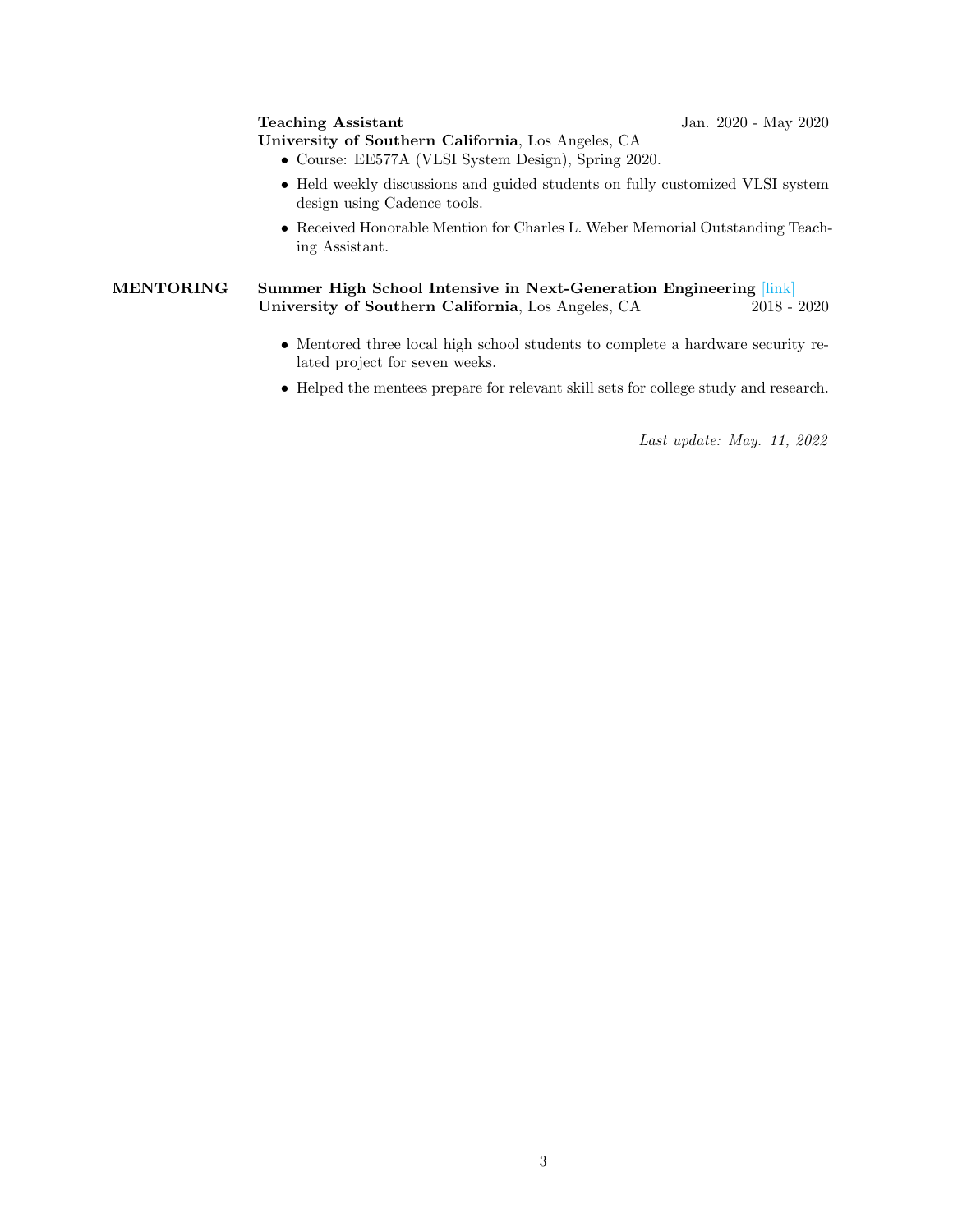**Teaching Assistant** Jan. 2020 - May 2020
**University of Southern California**, Los Angeles, CA

- Course: EE577A (VLSI System Design), Spring 2020.
- Held weekly discussions and guided students on fully customized VLSI system design using Cadence tools.
- Received Honorable Mention for Charles L. Weber Memorial Outstanding Teaching Assistant.

## MENTORING

**Summer High School Intensive in Next-Generation Engineering** [link]
**University of Southern California**, Los Angeles, CA 2018 - 2020

- Mentored three local high school students to complete a hardware security related project for seven weeks.
- Helped the mentees prepare for relevant skill sets for college study and research.

*Last update: May. 11, 2022*